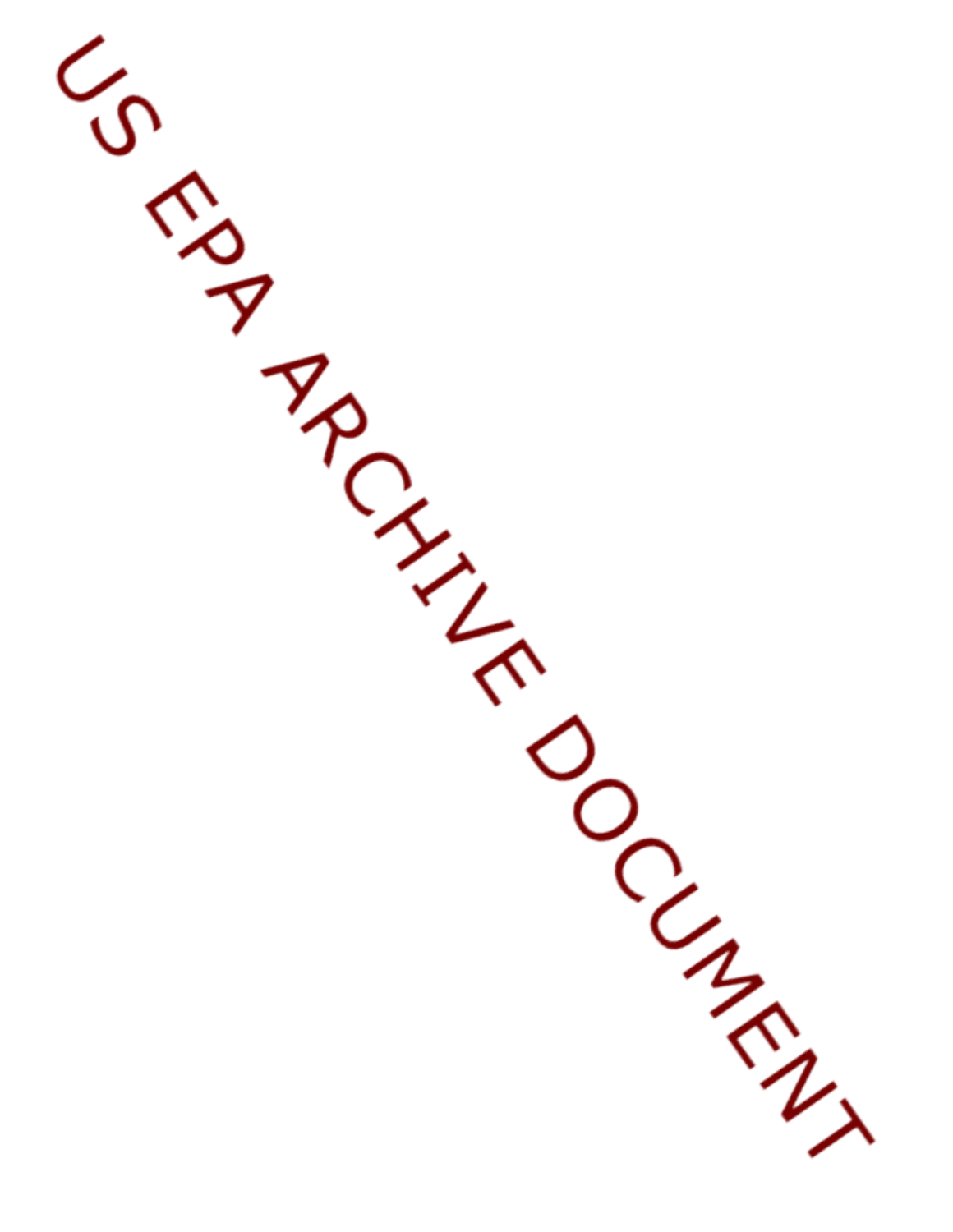US EPA ARCHIVE DOCUMENT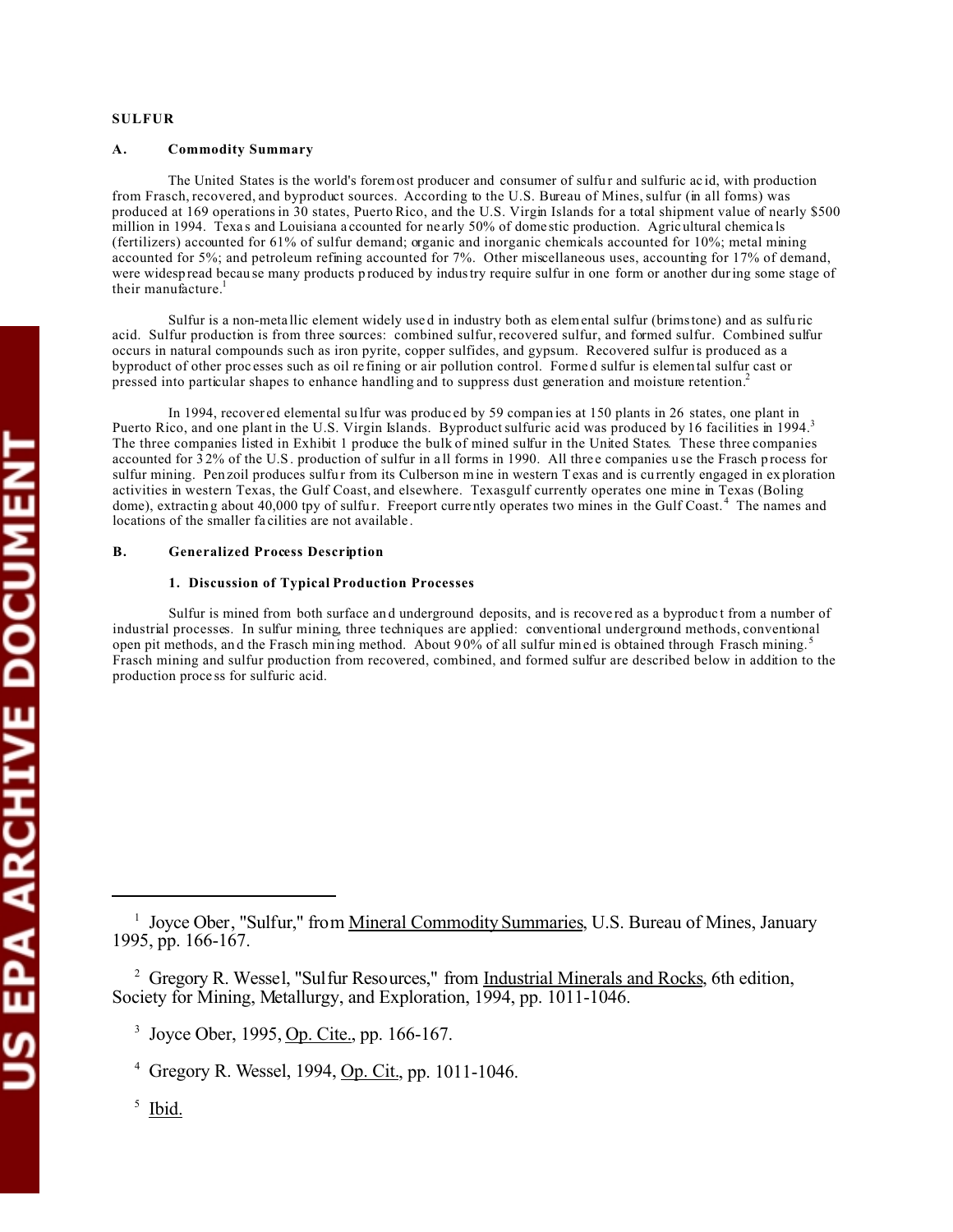# SULFUR

## A. Commodity Summary

The United States is the world's foremost producer and consumer of sulfur and sulfuric acid, with production from Frasch, recovered, and byproduct sources. According to the U.S. Bureau of Mines, sulfur (in all forms) was produced at 169 operations in 30 states, Puerto Rico, and the U.S. Virgin Islands for a total shipment value of nearly $500 million in 1994. Texas and Louisiana accounted for nearly 50% of domestic production. Agricultural chemicals (fertilizers) accounted for 61% of sulfur demand; organic and inorganic chemicals accounted for 10%; metal mining accounted for 5%; and petroleum refining accounted for 7%. Other miscellaneous uses, accounting for 17% of demand, were widespread because many products produced by industry require sulfur in one form or another during some stage of their manufacture.[1]

Sulfur is a non-metallic element widely used in industry both as elemental sulfur (brimstone) and as sulfuric acid. Sulfur production is from three sources: combined sulfur, recovered sulfur, and formed sulfur. Combined sulfur occurs in natural compounds such as iron pyrite, copper sulfides, and gypsum. Recovered sulfur is produced as a byproduct of other processes such as oil refining or air pollution control. Formed sulfur is elemental sulfur cast or pressed into particular shapes to enhance handling and to suppress dust generation and moisture retention.[2]

In 1994, recovered elemental sulfur was produced by 59 companies at 150 plants in 26 states, one plant in Puerto Rico, and one plant in the U.S. Virgin Islands. Byproduct sulfuric acid was produced by 16 facilities in 1994.[3] The three companies listed in Exhibit 1 produce the bulk of mined sulfur in the United States. These three companies accounted for 32% of the U.S. production of sulfur in all forms in 1990. All three companies use the Frasch process for sulfur mining. Penzoil produces sulfur from its Culberson mine in western Texas and is currently engaged in exploration activities in western Texas, the Gulf Coast, and elsewhere. Texasgulf currently operates one mine in Texas (Boling dome), extracting about 40,000 tpy of sulfur. Freeport currently operates two mines in the Gulf Coast.[4] The names and locations of the smaller facilities are not available.

## B. Generalized Process Description

### 1. Discussion of Typical Production Processes

Sulfur is mined from both surface and underground deposits, and is recovered as a byproduct from a number of industrial processes. In sulfur mining, three techniques are applied: conventional underground methods, conventional open pit methods, and the Frasch mining method. About 90% of all sulfur mined is obtained through Frasch mining.[5] Frasch mining and sulfur production from recovered, combined, and formed sulfur are described below in addition to the production process for sulfuric acid.

---

[1] Joyce Ober, "Sulfur," from Mineral Commodity Summaries, U.S. Bureau of Mines, January 1995, pp. 166-167.

[2] Gregory R. Wessel, "Sulfur Resources," from Industrial Minerals and Rocks, 6th edition, Society for Mining, Metallurgy, and Exploration, 1994, pp. 1011-1046.

[3] Joyce Ober, 1995, Op. Cite., pp. 166-167.

[4] Gregory R. Wessel, 1994, Op. Cit., pp. 1011-1046.

[5] Ibid.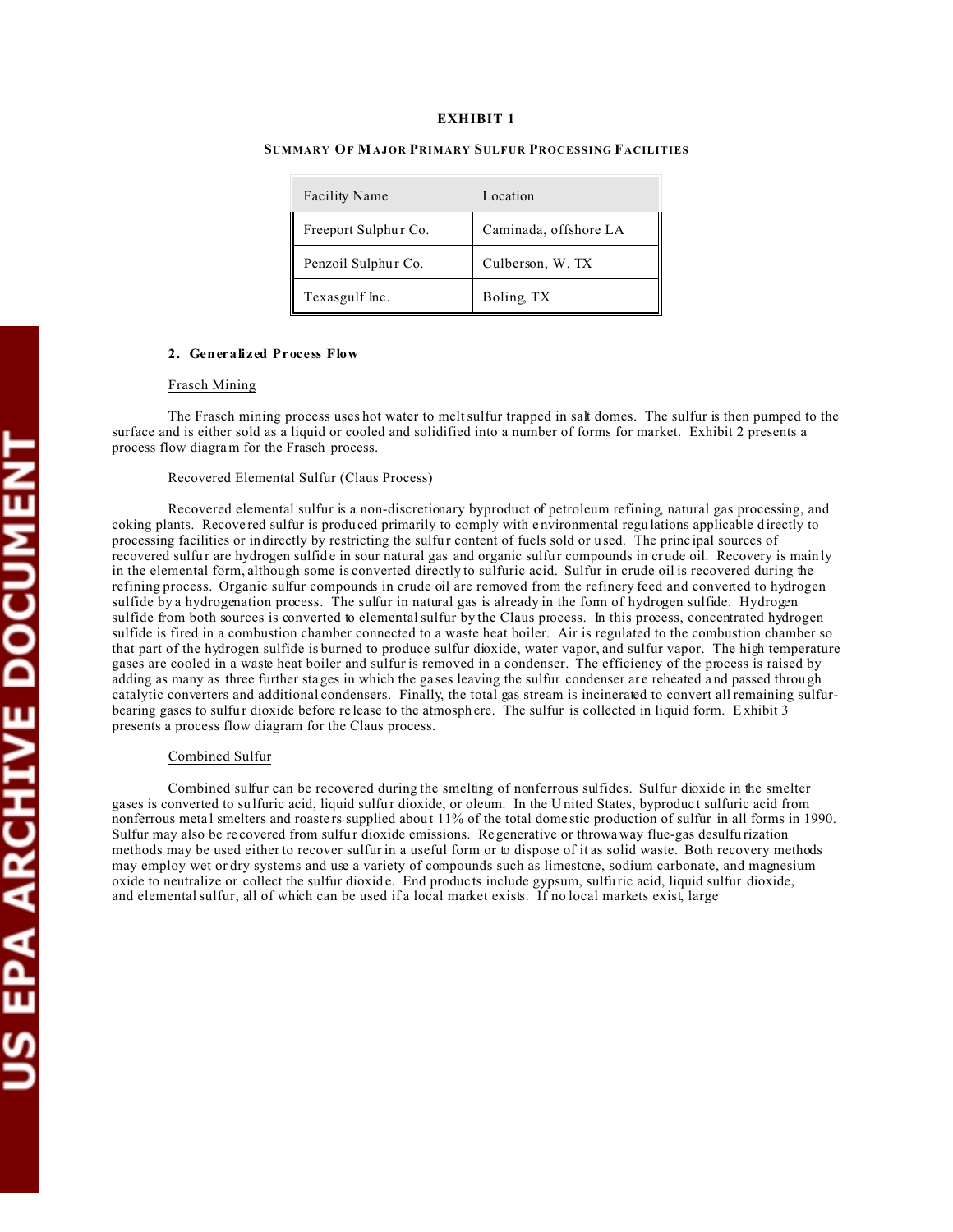**EXHIBIT 1**

**SUMMARY OF MAJOR PRIMARY SULFUR PROCESSING FACILITIES**

| Facility Name | Location |
|---|---|
| Freeport Sulphur Co. | Caminada, offshore LA |
| Penzoil Sulphur Co. | Culberson, W. TX |
| Texasgulf Inc. | Boling, TX |

### 2. Generalized Process Flow

Frasch Mining

The Frasch mining process uses hot water to melt sulfur trapped in salt domes. The sulfur is then pumped to the surface and is either sold as a liquid or cooled and solidified into a number of forms for market. Exhibit 2 presents a process flow diagram for the Frasch process.

Recovered Elemental Sulfur (Claus Process)

Recovered elemental sulfur is a non-discretionary byproduct of petroleum refining, natural gas processing, and coking plants. Recovered sulfur is produced primarily to comply with environmental regulations applicable directly to processing facilities or indirectly by restricting the sulfur content of fuels sold or used. The principal sources of recovered sulfur are hydrogen sulfide in sour natural gas and organic sulfur compounds in crude oil. Recovery is mainly in the elemental form, although some is converted directly to sulfuric acid. Sulfur in crude oil is recovered during the refining process. Organic sulfur compounds in crude oil are removed from the refinery feed and converted to hydrogen sulfide by a hydrogenation process. The sulfur in natural gas is already in the form of hydrogen sulfide. Hydrogen sulfide from both sources is converted to elemental sulfur by the Claus process. In this process, concentrated hydrogen sulfide is fired in a combustion chamber connected to a waste heat boiler. Air is regulated to the combustion chamber so that part of the hydrogen sulfide is burned to produce sulfur dioxide, water vapor, and sulfur vapor. The high temperature gases are cooled in a waste heat boiler and sulfur is removed in a condenser. The efficiency of the process is raised by adding as many as three further stages in which the gases leaving the sulfur condenser are reheated and passed through catalytic converters and additional condensers. Finally, the total gas stream is incinerated to convert all remaining sulfur-bearing gases to sulfur dioxide before release to the atmosphere. The sulfur is collected in liquid form. Exhibit 3 presents a process flow diagram for the Claus process.

Combined Sulfur

Combined sulfur can be recovered during the smelting of nonferrous sulfides. Sulfur dioxide in the smelter gases is converted to sulfuric acid, liquid sulfur dioxide, or oleum. In the United States, byproduct sulfuric acid from nonferrous metal smelters and roasters supplied about 11% of the total domestic production of sulfur in all forms in 1990. Sulfur may also be recovered from sulfur dioxide emissions. Regenerative or throwaway flue-gas desulfurization methods may be used either to recover sulfur in a useful form or to dispose of it as solid waste. Both recovery methods may employ wet or dry systems and use a variety of compounds such as limestone, sodium carbonate, and magnesium oxide to neutralize or collect the sulfur dioxide. End products include gypsum, sulfuric acid, liquid sulfur dioxide, and elemental sulfur, all of which can be used if a local market exists. If no local markets exist, large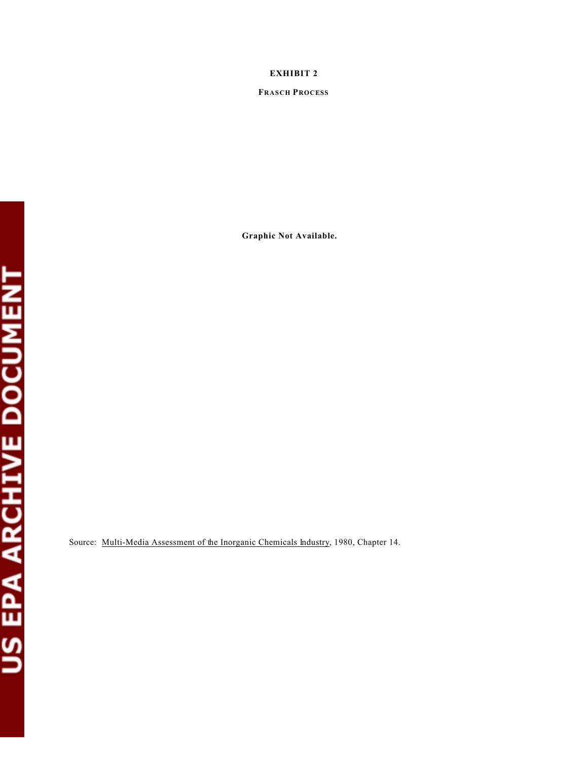**EXHIBIT 2**

**FRASCH PROCESS**

**Graphic Not Available.**

Source: Multi-Media Assessment of the Inorganic Chemicals Industry, 1980, Chapter 14.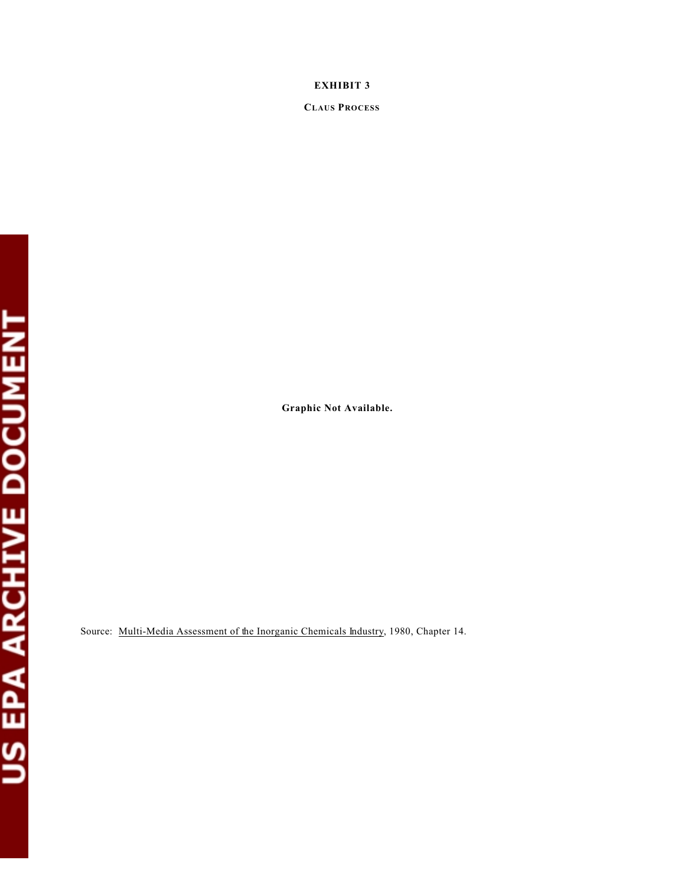**EXHIBIT 3**

**CLAUS PROCESS**

**Graphic Not Available.**

Source: Multi-Media Assessment of the Inorganic Chemicals Industry, 1980, Chapter 14.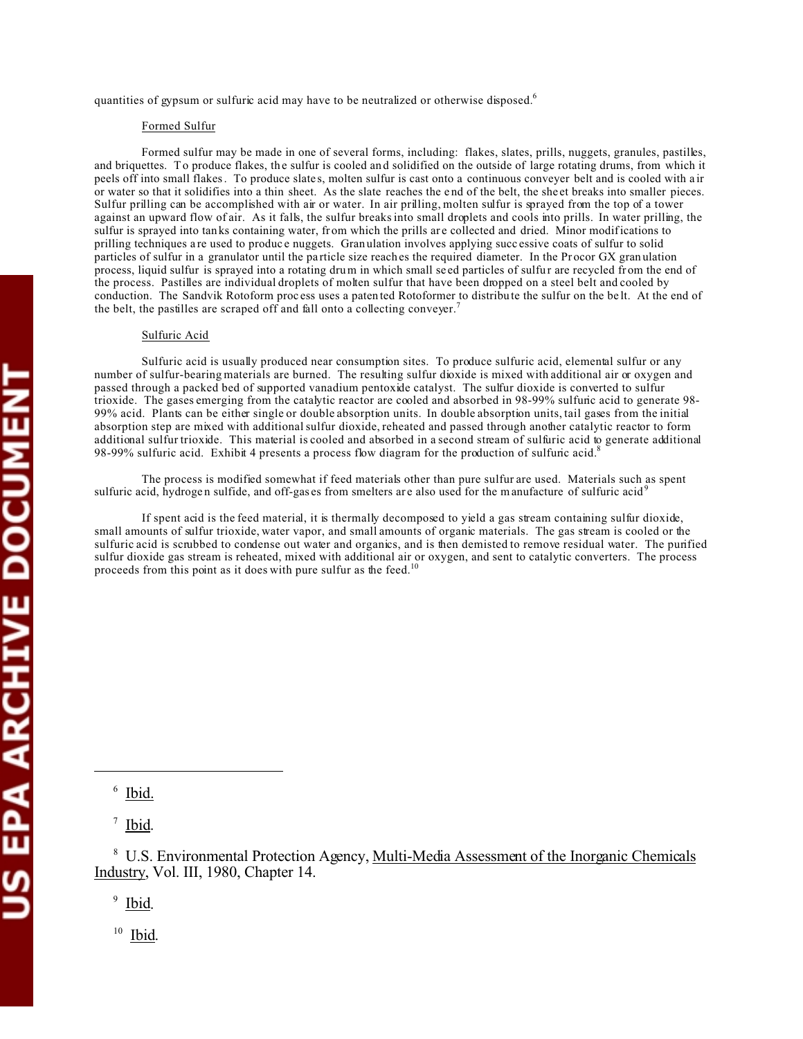quantities of gypsum or sulfuric acid may have to be neutralized or otherwise disposed.[6]

Formed Sulfur

Formed sulfur may be made in one of several forms, including: flakes, slates, prills, nuggets, granules, pastilles, and briquettes. To produce flakes, the sulfur is cooled and solidified on the outside of large rotating drums, from which it peels off into small flakes. To produce slates, molten sulfur is cast onto a continuous conveyer belt and is cooled with air or water so that it solidifies into a thin sheet. As the slate reaches the end of the belt, the sheet breaks into smaller pieces. Sulfur prilling can be accomplished with air or water. In air prilling, molten sulfur is sprayed from the top of a tower against an upward flow of air. As it falls, the sulfur breaks into small droplets and cools into prills. In water prilling, the sulfur is sprayed into tanks containing water, from which the prills are collected and dried. Minor modifications to prilling techniques are used to produce nuggets. Granulation involves applying successive coats of sulfur to solid particles of sulfur in a granulator until the particle size reaches the required diameter. In the Procor GX granulation process, liquid sulfur is sprayed into a rotating drum in which small seed particles of sulfur are recycled from the end of the process. Pastilles are individual droplets of molten sulfur that have been dropped on a steel belt and cooled by conduction. The Sandvik Rotoform process uses a patented Rotoformer to distribute the sulfur on the belt. At the end of the belt, the pastilles are scraped off and fall onto a collecting conveyor.[7]

Sulfuric Acid

Sulfuric acid is usually produced near consumption sites. To produce sulfuric acid, elemental sulfur or any number of sulfur-bearing materials are burned. The resulting sulfur dioxide is mixed with additional air or oxygen and passed through a packed bed of supported vanadium pentoxide catalyst. The sulfur dioxide is converted to sulfur trioxide. The gases emerging from the catalytic reactor are cooled and absorbed in 98-99% sulfuric acid to generate 98-99% acid. Plants can be either single or double absorption units. In double absorption units, tail gases from the initial absorption step are mixed with additional sulfur dioxide, reheated and passed through another catalytic reactor to form additional sulfur trioxide. This material is cooled and absorbed in a second stream of sulfuric acid to generate additional 98-99% sulfuric acid. Exhibit 4 presents a process flow diagram for the production of sulfuric acid.[8]

The process is modified somewhat if feed materials other than pure sulfur are used. Materials such as spent sulfuric acid, hydrogen sulfide, and off-gases from smelters are also used for the manufacture of sulfuric acid[9]

If spent acid is the feed material, it is thermally decomposed to yield a gas stream containing sulfur dioxide, small amounts of sulfur trioxide, water vapor, and small amounts of organic materials. The gas stream is cooled or the sulfuric acid is scrubbed to condense out water and organics, and is then demisted to remove residual water. The purified sulfur dioxide gas stream is reheated, mixed with additional air or oxygen, and sent to catalytic converters. The process proceeds from this point as it does with pure sulfur as the feed.[10]

---

[6] Ibid.

[7] Ibid.

[8] U.S. Environmental Protection Agency, Multi-Media Assessment of the Inorganic Chemicals Industry, Vol. III, 1980, Chapter 14.

[9] Ibid.

[10] Ibid.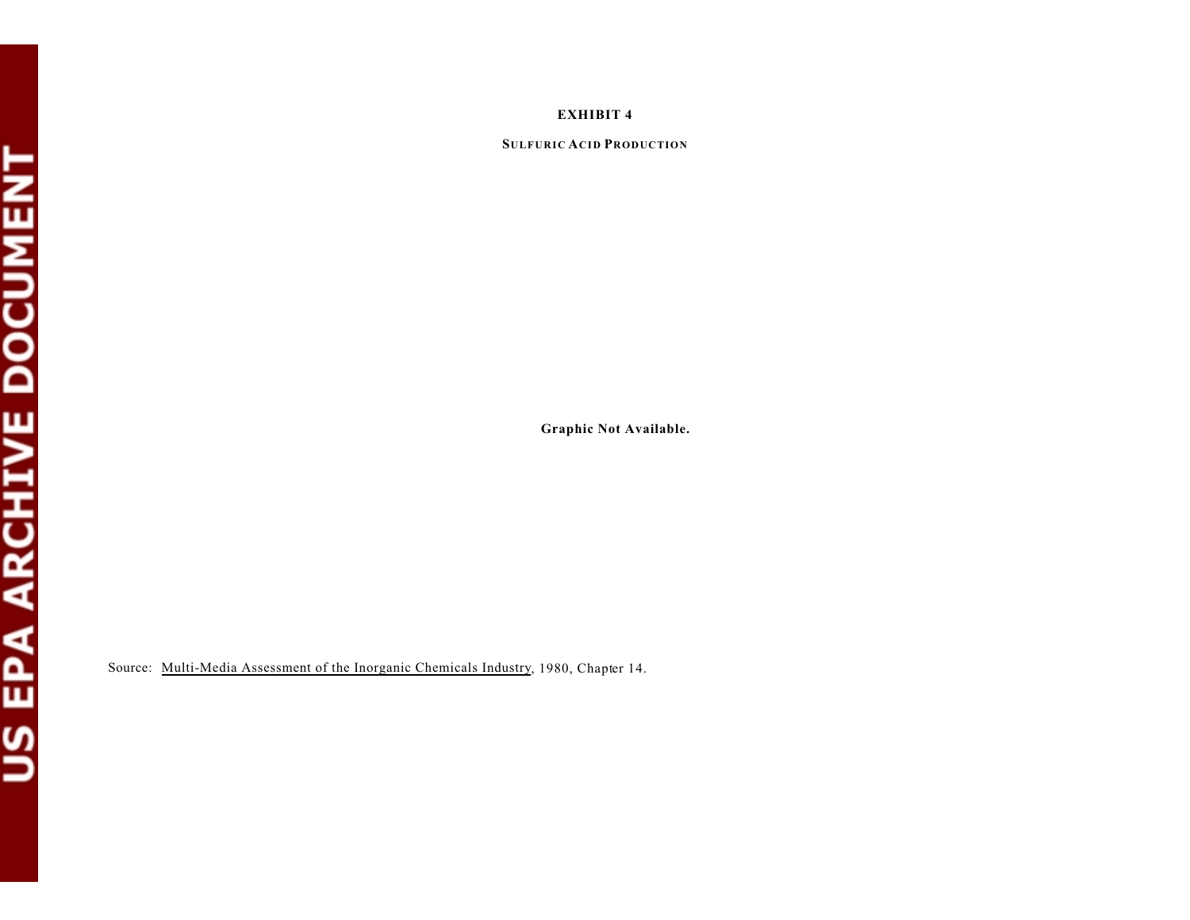**EXHIBIT 4**

**SULFURIC ACID PRODUCTION**

**Graphic Not Available.**

Source: Multi-Media Assessment of the Inorganic Chemicals Industry, 1980, Chapter 14.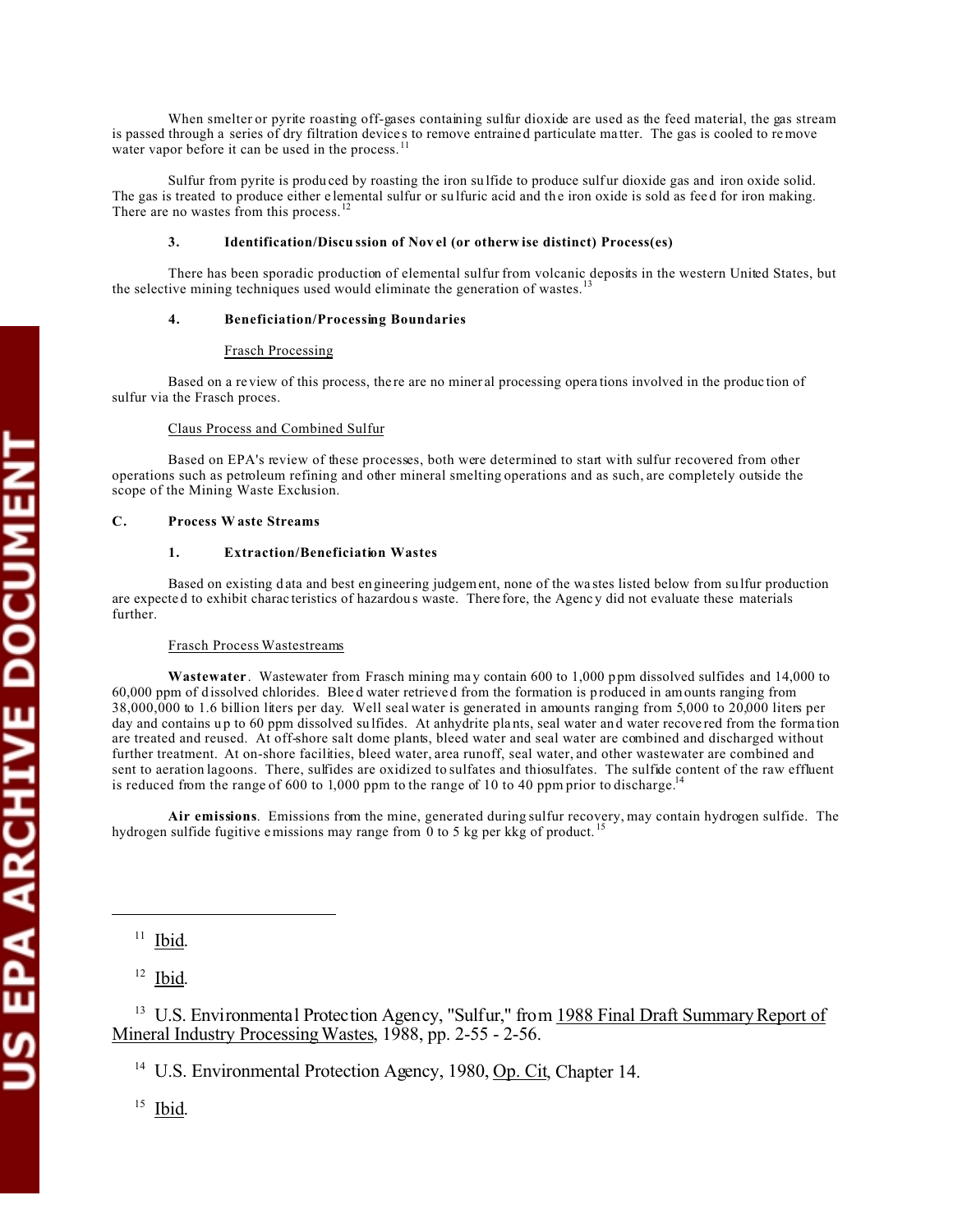When smelter or pyrite roasting off-gases containing sulfur dioxide are used as the feed material, the gas stream is passed through a series of dry filtration devices to remove entrained particulate matter. The gas is cooled to remove water vapor before it can be used in the process.[11]

Sulfur from pyrite is produced by roasting the iron sulfide to produce sulfur dioxide gas and iron oxide solid. The gas is treated to produce either elemental sulfur or sulfuric acid and the iron oxide is sold as feed for iron making. There are no wastes from this process.[12]

#### 3. Identification/Discussion of Novel (or otherwise distinct) Process(es)

There has been sporadic production of elemental sulfur from volcanic deposits in the western United States, but the selective mining techniques used would eliminate the generation of wastes.[13]

#### 4. Beneficiation/Processing Boundaries

Frasch Processing

Based on a review of this process, there are no mineral processing operations involved in the production of sulfur via the Frasch proces.

Claus Process and Combined Sulfur

Based on EPA's review of these processes, both were determined to start with sulfur recovered from other operations such as petroleum refining and other mineral smelting operations and as such, are completely outside the scope of the Mining Waste Exclusion.

### C. Process Waste Streams

#### 1. Extraction/Beneficiation Wastes

Based on existing data and best engineering judgement, none of the wastes listed below from sulfur production are expected to exhibit characteristics of hazardous waste. Therefore, the Agency did not evaluate these materials further.

Frasch Process Wastestreams

**Wastewater**. Wastewater from Frasch mining may contain 600 to 1,000 ppm dissolved sulfides and 14,000 to 60,000 ppm of dissolved chlorides. Bleed water retrieved from the formation is produced in amounts ranging from 38,000,000 to 1.6 billion liters per day. Well seal water is generated in amounts ranging from 5,000 to 20,000 liters per day and contains up to 60 ppm dissolved sulfides. At anhydrite plants, seal water and water recovered from the formation are treated and reused. At off-shore salt dome plants, bleed water and seal water are combined and discharged without further treatment. At on-shore facilities, bleed water, area runoff, seal water, and other wastewater are combined and sent to aeration lagoons. There, sulfides are oxidized to sulfates and thiosulfates. The sulfide content of the raw effluent is reduced from the range of 600 to 1,000 ppm to the range of 10 to 40 ppm prior to discharge.[14]

**Air emissions**. Emissions from the mine, generated during sulfur recovery, may contain hydrogen sulfide. The hydrogen sulfide fugitive emissions may range from 0 to 5 kg per kkg of product.[15]

---

[11] Ibid.

[12] Ibid.

[13] U.S. Environmental Protection Agency, "Sulfur," from 1988 Final Draft Summary Report of Mineral Industry Processing Wastes, 1988, pp. 2-55 - 2-56.

[14] U.S. Environmental Protection Agency, 1980, Op. Cit, Chapter 14.

[15] Ibid.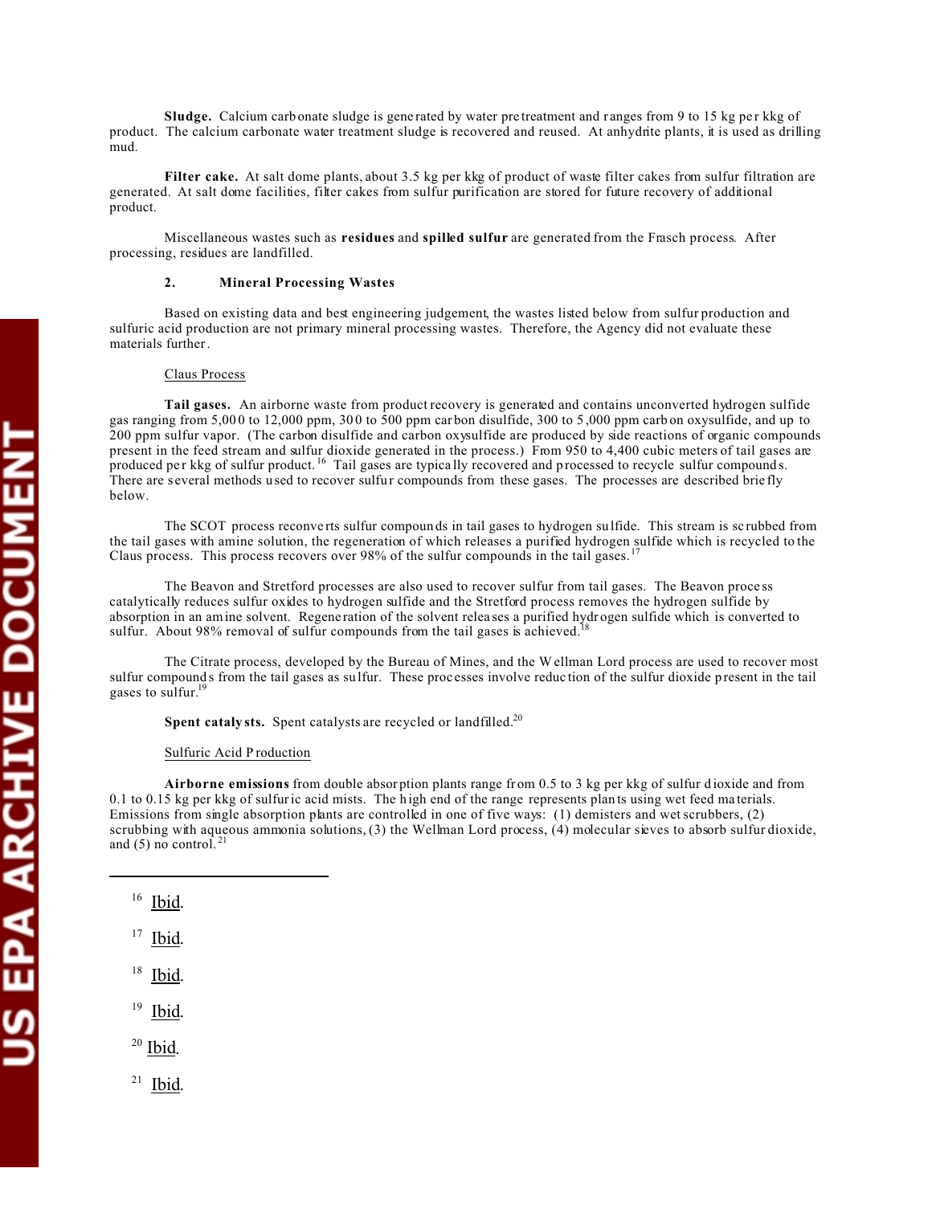**Sludge.** Calcium carbonate sludge is generated by water pretreatment and ranges from 9 to 15 kg per kkg of product. The calcium carbonate water treatment sludge is recovered and reused. At anhydrite plants, it is used as drilling mud.

**Filter cake.** At salt dome plants, about 3.5 kg per kkg of product of waste filter cakes from sulfur filtration are generated. At salt dome facilities, filter cakes from sulfur purification are stored for future recovery of additional product.

Miscellaneous wastes such as **residues** and **spilled sulfur** are generated from the Frasch process. After processing, residues are landfilled.

### 2. Mineral Processing Wastes

Based on existing data and best engineering judgement, the wastes listed below from sulfur production and sulfuric acid production are not primary mineral processing wastes. Therefore, the Agency did not evaluate these materials further.

Claus Process

**Tail gases.** An airborne waste from product recovery is generated and contains unconverted hydrogen sulfide gas ranging from 5,000 to 12,000 ppm, 300 to 500 ppm carbon disulfide, 300 to 5,000 ppm carbon oxysulfide, and up to 200 ppm sulfur vapor. (The carbon disulfide and carbon oxysulfide are produced by side reactions of organic compounds present in the feed stream and sulfur dioxide generated in the process.) From 950 to 4,400 cubic meters of tail gases are produced per kkg of sulfur product.[16] Tail gases are typically recovered and processed to recycle sulfur compounds. There are several methods used to recover sulfur compounds from these gases. The processes are described briefly below.

The SCOT process reconverts sulfur compounds in tail gases to hydrogen sulfide. This stream is scrubbed from the tail gases with amine solution, the regeneration of which releases a purified hydrogen sulfide which is recycled to the Claus process. This process recovers over 98% of the sulfur compounds in the tail gases.[17]

The Beavon and Stretford processes are also used to recover sulfur from tail gases. The Beavon process catalytically reduces sulfur oxides to hydrogen sulfide and the Stretford process removes the hydrogen sulfide by absorption in an amine solvent. Regeneration of the solvent releases a purified hydrogen sulfide which is converted to sulfur. About 98% removal of sulfur compounds from the tail gases is achieved.[18]

The Citrate process, developed by the Bureau of Mines, and the Wellman Lord process are used to recover most sulfur compounds from the tail gases as sulfur. These processes involve reduction of the sulfur dioxide present in the tail gases to sulfur.[19]

**Spent catalysts.** Spent catalysts are recycled or landfilled.[20]

Sulfuric Acid Production

**Airborne emissions** from double absorption plants range from 0.5 to 3 kg per kkg of sulfur dioxide and from 0.1 to 0.15 kg per kkg of sulfuric acid mists. The high end of the range represents plants using wet feed materials. Emissions from single absorption plants are controlled in one of five ways: (1) demisters and wet scrubbers, (2) scrubbing with aqueous ammonia solutions, (3) the Wellman Lord process, (4) molecular sieves to absorb sulfur dioxide, and (5) no control.[21]

---

[16] Ibid.

[17] Ibid.

[18] Ibid.

[19] Ibid.

[20] Ibid.

[21] Ibid.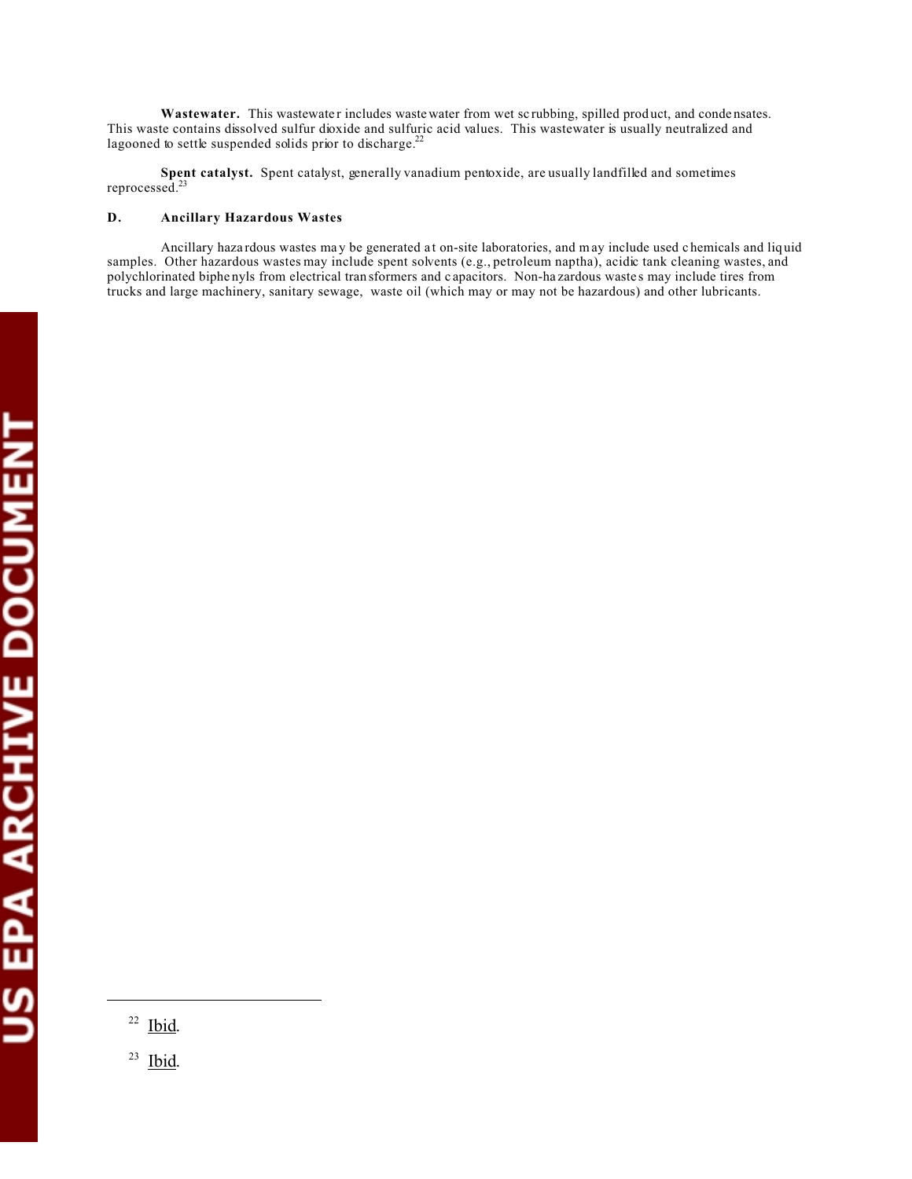**Wastewater.** This wastewater includes wastewater from wet scrubbing, spilled product, and condensates. This waste contains dissolved sulfur dioxide and sulfuric acid values. This wastewater is usually neutralized and lagooned to settle suspended solids prior to discharge.[22]

**Spent catalyst.** Spent catalyst, generally vanadium pentoxide, are usually landfilled and sometimes reprocessed.[23]

## D. Ancillary Hazardous Wastes

Ancillary hazardous wastes may be generated at on-site laboratories, and may include used chemicals and liquid samples. Other hazardous wastes may include spent solvents (e.g., petroleum naptha), acidic tank cleaning wastes, and polychlorinated biphenyls from electrical transformers and capacitors. Non-hazardous wastes may include tires from trucks and large machinery, sanitary sewage, waste oil (which may or may not be hazardous) and other lubricants.

---

[22] Ibid.

[23] Ibid.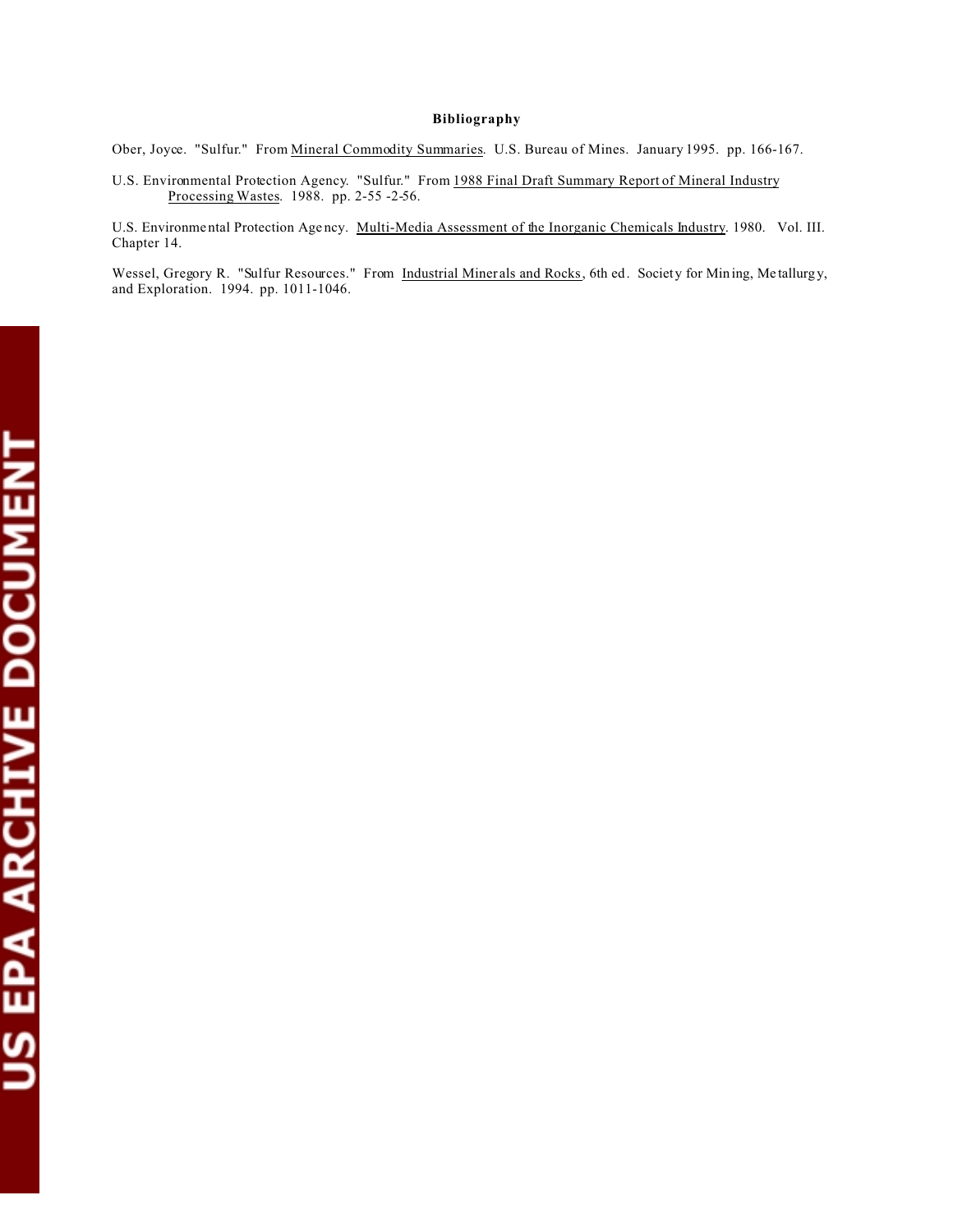**Bibliography**

Ober, Joyce. "Sulfur." From Mineral Commodity Summaries. U.S. Bureau of Mines. January 1995. pp. 166-167.

U.S. Environmental Protection Agency. "Sulfur." From 1988 Final Draft Summary Report of Mineral Industry Processing Wastes. 1988. pp. 2-55 -2-56.

U.S. Environmental Protection Agency. Multi-Media Assessment of the Inorganic Chemicals Industry. 1980. Vol. III. Chapter 14.

Wessel, Gregory R. "Sulfur Resources." From Industrial Minerals and Rocks, 6th ed. Society for Mining, Metallurgy, and Exploration. 1994. pp. 1011-1046.